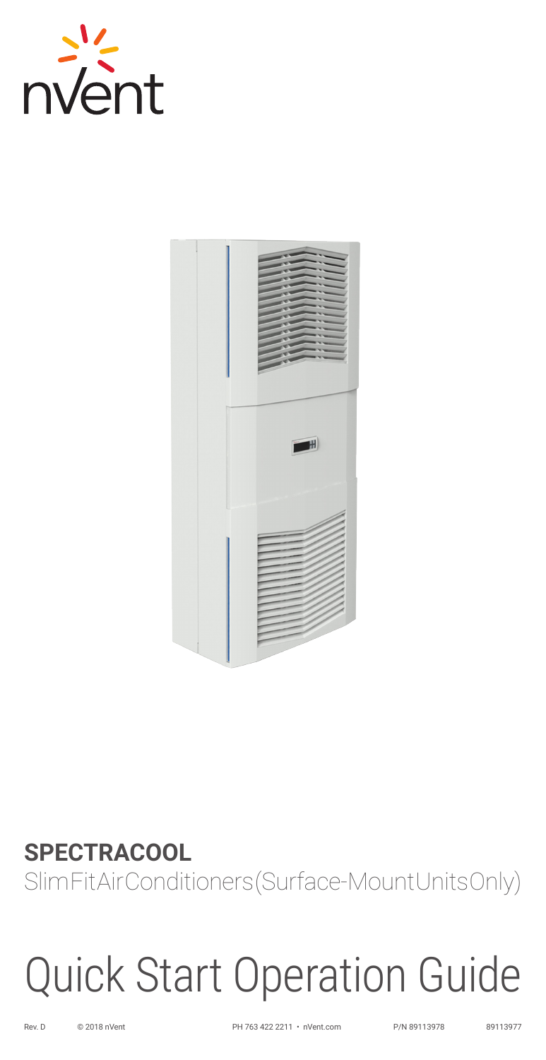nVent

**SPECTRACOOL**

SlimFit Air Conditioners (Surface-Mount Units Only)

# Quick Start Operation Guide

Rev. D © 2018 nVent PH 763 422 2211 • nVent.com P/N 89113978 89113977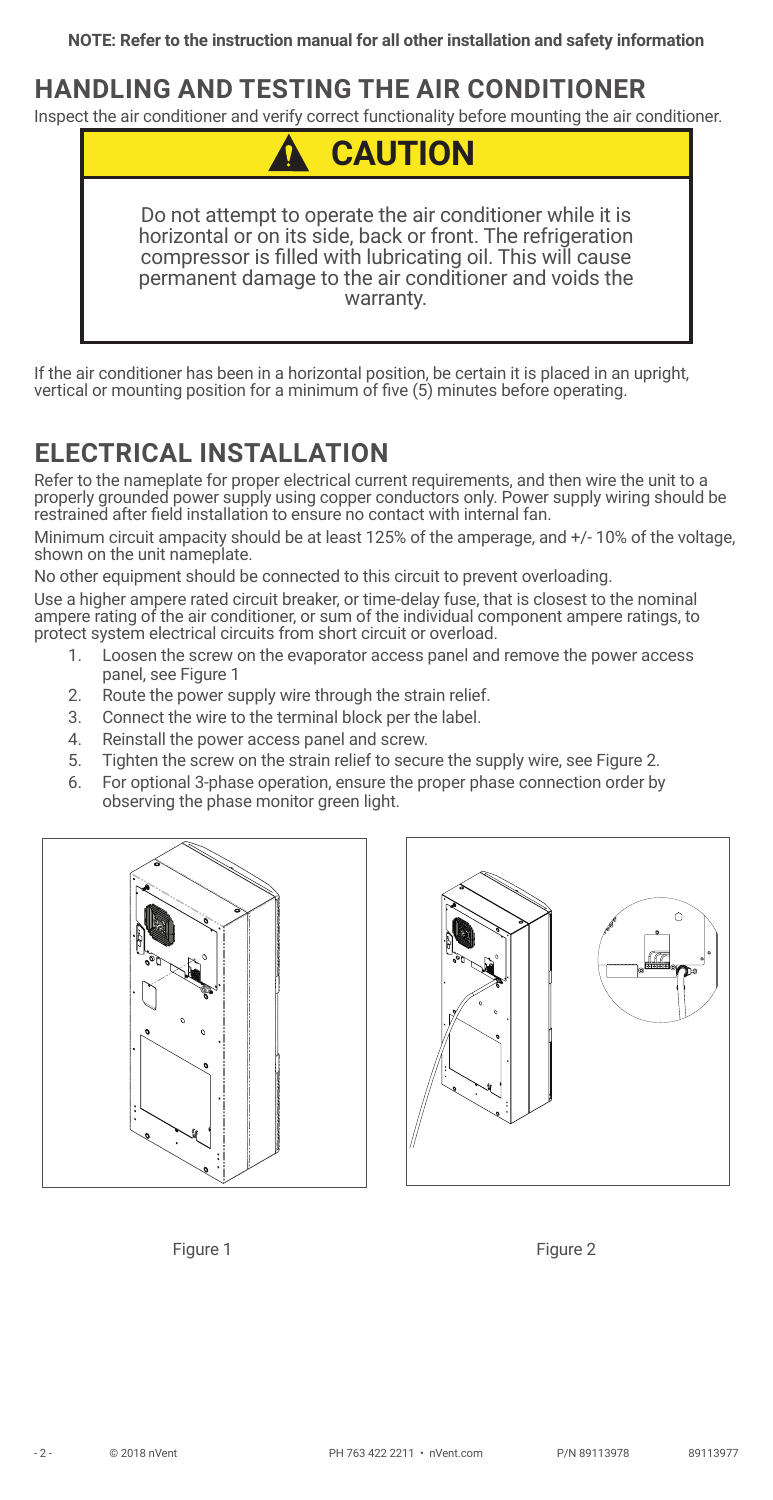**NOTE: Refer to the instruction manual for all other installation and safety information**

## HANDLING AND TESTING THE AIR CONDITIONER

Inspect the air conditioner and verify correct functionality before mounting the air conditioner.

**CAUTION**

Do not attempt to operate the air conditioner while it is horizontal or on its side, back or front. The refrigeration compressor is filled with lubricating oil. This will cause permanent damage to the air conditioner and voids the warranty.

If the air conditioner has been in a horizontal position, be certain it is placed in an upright, vertical or mounting position for a minimum of five (5) minutes before operating.

## ELECTRICAL INSTALLATION

Refer to the nameplate for proper electrical current requirements, and then wire the unit to a properly grounded power supply using copper conductors only. Power supply wiring should be restrained after field installation to ensure no contact with internal fan.

Minimum circuit ampacity should be at least 125% of the amperage, and +/- 10% of the voltage, shown on the unit nameplate.

No other equipment should be connected to this circuit to prevent overloading.

Use a higher ampere rated circuit breaker, or time-delay fuse, that is closest to the nominal ampere rating of the air conditioner, or sum of the individual component ampere ratings, to protect system electrical circuits from short circuit or overload.

1. Loosen the screw on the evaporator access panel and remove the power access panel, see Figure 1
2. Route the power supply wire through the strain relief.
3. Connect the wire to the terminal block per the label.
4. Reinstall the power access panel and screw.
5. Tighten the screw on the strain relief to secure the supply wire, see Figure 2.
6. For optional 3-phase operation, ensure the proper phase connection order by observing the phase monitor green light.

Figure 1

Figure 2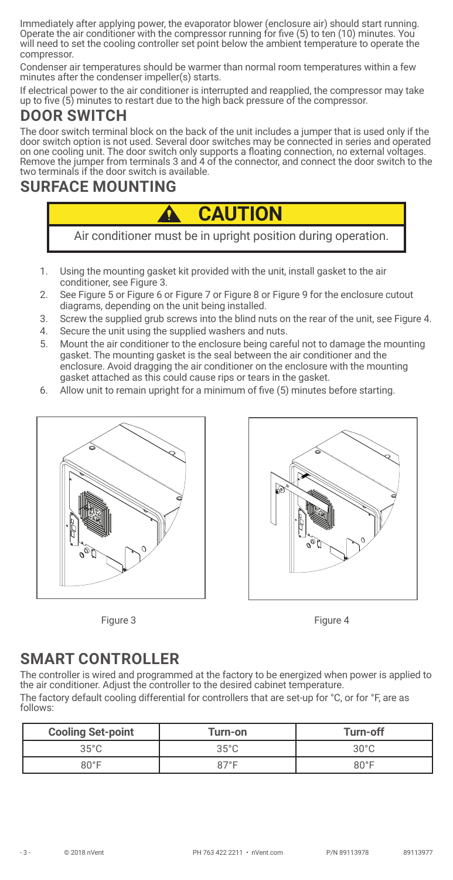Immediately after applying power, the evaporator blower (enclosure air) should start running. Operate the air conditioner with the compressor running for five (5) to ten (10) minutes. You will need to set the cooling controller set point below the ambient temperature to operate the compressor.

Condenser air temperatures should be warmer than normal room temperatures within a few minutes after the condenser impeller(s) starts.

If electrical power to the air conditioner is interrupted and reapplied, the compressor may take up to five (5) minutes to restart due to the high back pressure of the compressor.

## DOOR SWITCH

The door switch terminal block on the back of the unit includes a jumper that is used only if the door switch option is not used. Several door switches may be connected in series and operated on one cooling unit. The door switch only supports a floating connection, no external voltages. Remove the jumper from terminals 3 and 4 of the connector, and connect the door switch to the two terminals if the door switch is available.

## SURFACE MOUNTING

**CAUTION**

Air conditioner must be in upright position during operation.

1. Using the mounting gasket kit provided with the unit, install gasket to the air conditioner, see Figure 3.
2. See Figure 5 or Figure 6 or Figure 7 or Figure 8 or Figure 9 for the enclosure cutout diagrams, depending on the unit being installed.
3. Screw the supplied grub screws into the blind nuts on the rear of the unit, see Figure 4.
4. Secure the unit using the supplied washers and nuts.
5. Mount the air conditioner to the enclosure being careful not to damage the mounting gasket. The mounting gasket is the seal between the air conditioner and the enclosure. Avoid dragging the air conditioner on the enclosure with the mounting gasket attached as this could cause rips or tears in the gasket.
6. Allow unit to remain upright for a minimum of five (5) minutes before starting.

Figure 3

Figure 4

## SMART CONTROLLER

The controller is wired and programmed at the factory to be energized when power is applied to the air conditioner. Adjust the controller to the desired cabinet temperature.

The factory default cooling differential for controllers that are set-up for °C, or for °F, are as follows:

| Cooling Set-point | Turn-on | Turn-off |
| --- | --- | --- |
| 35°C | 35°C | 30°C |
| 80°F | 87°F | 80°F |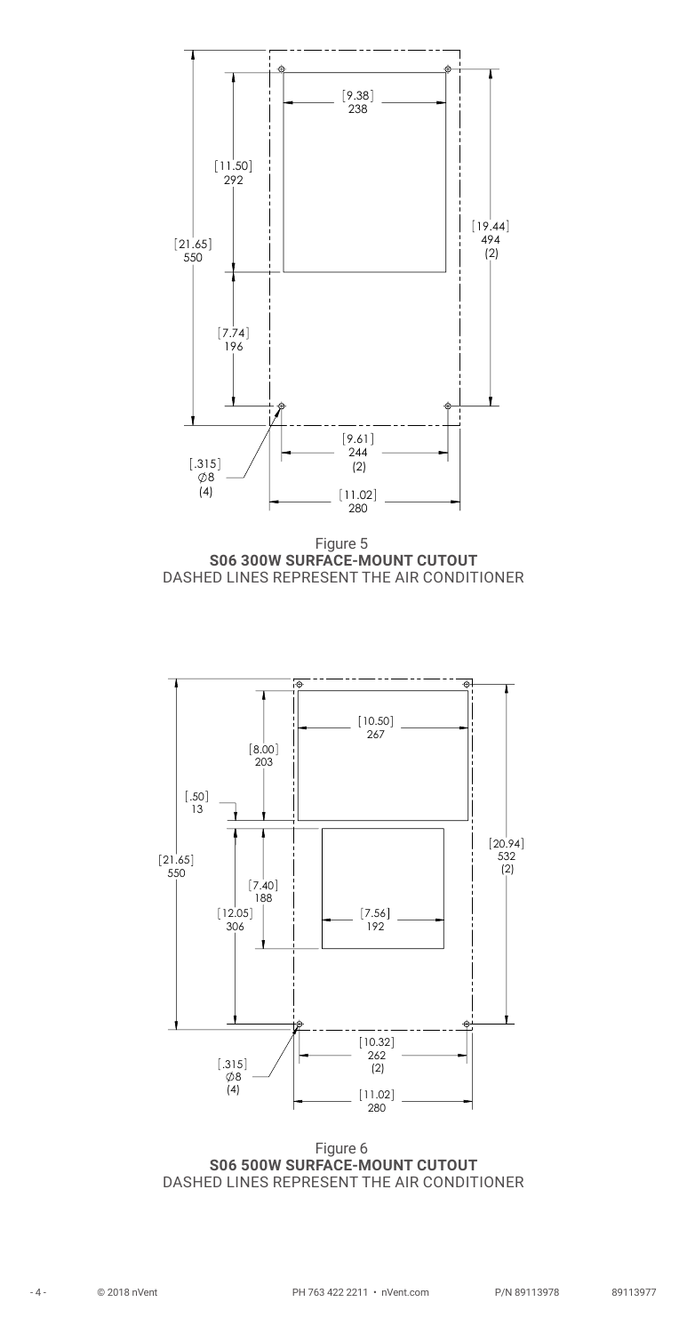[9.38]
238

[11.50]
292

[21.65]
550

[19.44]
494
(2)

[7.74]
196

[9.61]
244
(2)

[.315]
∅8
(4)

[11.02]
280

Figure 5
**S06 300W SURFACE-MOUNT CUTOUT**
DASHED LINES REPRESENT THE AIR CONDITIONER

[10.50]
267

[8.00]
203

[.50]
13

[20.94]
532
(2)

[21.65]
550

[7.40]
188

[12.05]
306

[7.56]
192

[10.32]
262
(2)

[.315]
∅8
(4)

[11.02]
280

Figure 6
**S06 500W SURFACE-MOUNT CUTOUT**
DASHED LINES REPRESENT THE AIR CONDITIONER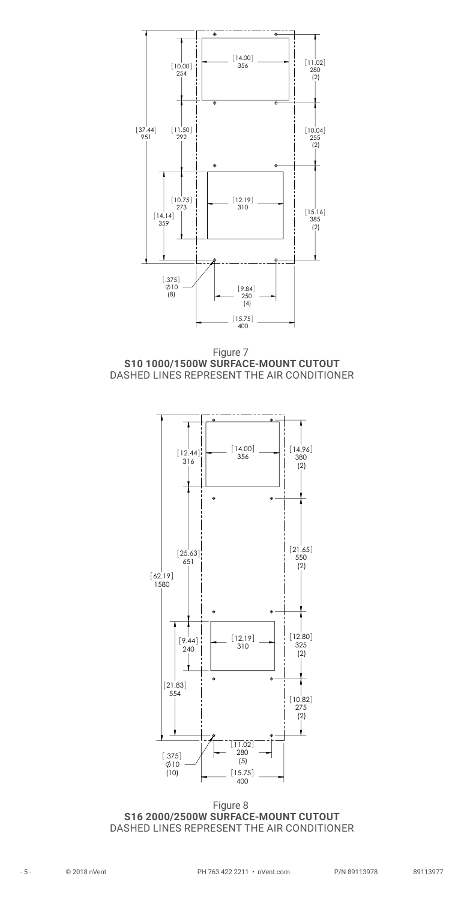[37.44] 951

[10.00] 254

[14.00] 356

[11.02] 280 (2)

[11.50] 292

[10.04] 255 (2)

[10.75] 273

[12.19] 310

[14.14] 359

[15.16] 385 (2)

[.375] Ø10 (8)

[9.84] 250 (4)

[15.75] 400

Figure 7
**S10 1000/1500W SURFACE-MOUNT CUTOUT**
DASHED LINES REPRESENT THE AIR CONDITIONER

[62.19] 1580

[12.44] 316

[14.00] 356

[14.96] 380 (2)

[25.63] 651

[21.65] 550 (2)

[9.44] 240

[12.19] 310

[12.80] 325 (2)

[21.83] 554

[10.82] 275 (2)

[11.02] 280 (5)

[.375] Ø10 (10)

[15.75] 400

Figure 8
**S16 2000/2500W SURFACE-MOUNT CUTOUT**
DASHED LINES REPRESENT THE AIR CONDITIONER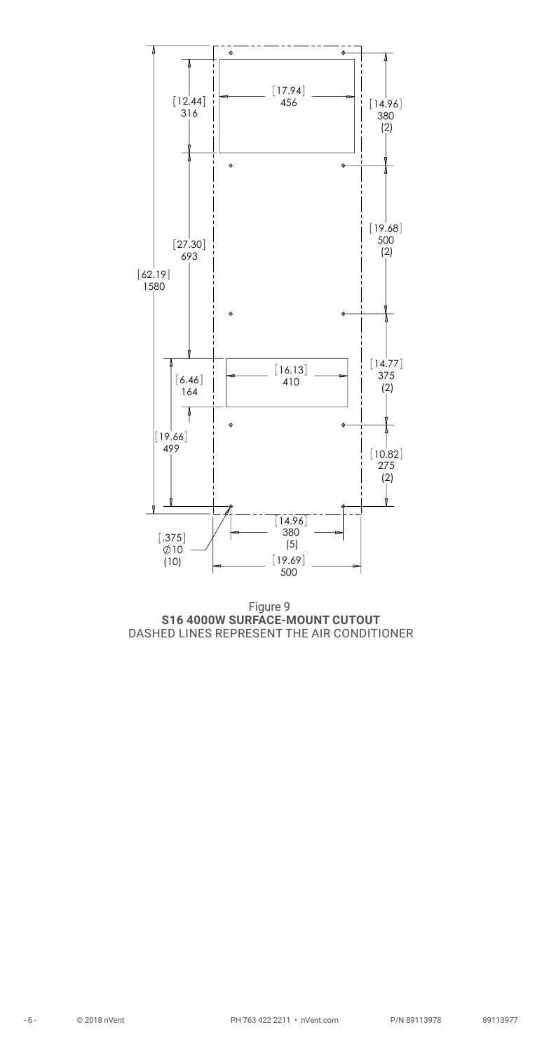[12.44]
316

[17.94]
456

[14.96]
380
(2)

[27.30]
693

[19.68]
500
(2)

[62.19]
1580

[16.13]
410

[6.46]
164

[14.77]
375
(2)

[19.66]
499

[10.82]
275
(2)

[.375]
∅10
(10)

[14.96]
380
(5)

[19.69]
500

Figure 9
**S16 4000W SURFACE-MOUNT CUTOUT**
DASHED LINES REPRESENT THE AIR CONDITIONER